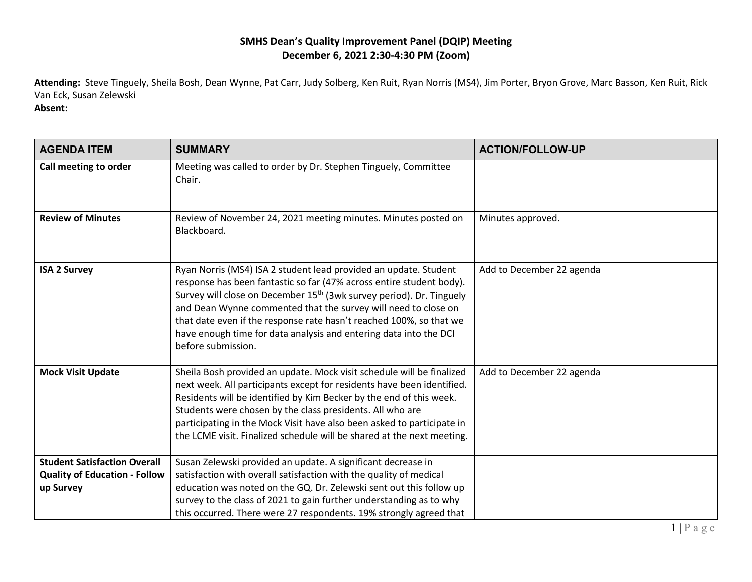**SMHS Dean's Quality Improvement Panel (DQIP) Meeting**
**December 6, 2021 2:30-4:30 PM (Zoom)**

**Attending:** Steve Tinguely, Sheila Bosh, Dean Wynne, Pat Carr, Judy Solberg, Ken Ruit, Ryan Norris (MS4), Jim Porter, Bryon Grove, Marc Basson, Ken Ruit, Rick Van Eck, Susan Zelewski
**Absent:**

| AGENDA ITEM | SUMMARY | ACTION/FOLLOW-UP |
|---|---|---|
| **Call meeting to order** | Meeting was called to order by Dr. Stephen Tinguely, Committee Chair. | |
| **Review of Minutes** | Review of November 24, 2021 meeting minutes. Minutes posted on Blackboard. | Minutes approved. |
| **ISA 2 Survey** | Ryan Norris (MS4) ISA 2 student lead provided an update. Student response has been fantastic so far (47% across entire student body). Survey will close on December 15th (3wk survey period). Dr. Tinguely and Dean Wynne commented that the survey will need to close on that date even if the response rate hasn't reached 100%, so that we have enough time for data analysis and entering data into the DCI before submission. | Add to December 22 agenda |
| **Mock Visit Update** | Sheila Bosh provided an update. Mock visit schedule will be finalized next week. All participants except for residents have been identified. Residents will be identified by Kim Becker by the end of this week. Students were chosen by the class presidents. All who are participating in the Mock Visit have also been asked to participate in the LCME visit. Finalized schedule will be shared at the next meeting. | Add to December 22 agenda |
| **Student Satisfaction Overall Quality of Education - Follow up Survey** | Susan Zelewski provided an update. A significant decrease in satisfaction with overall satisfaction with the quality of medical education was noted on the GQ. Dr. Zelewski sent out this follow up survey to the class of 2021 to gain further understanding as to why this occurred. There were 27 respondents. 19% strongly agreed that | |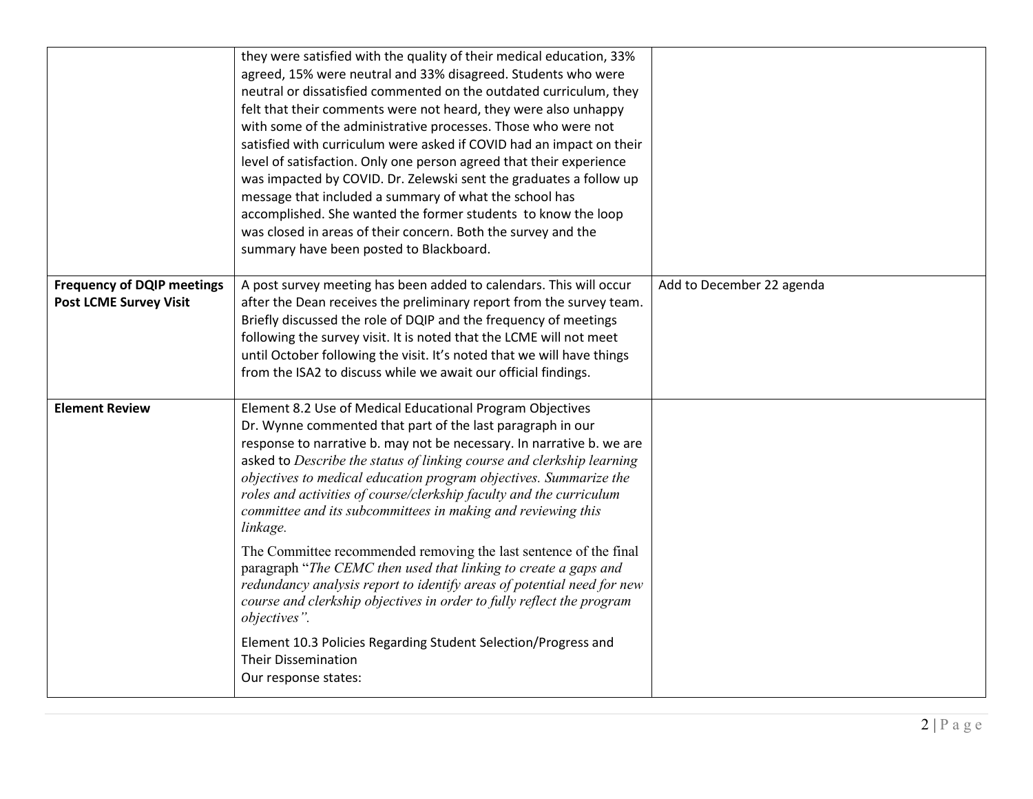|  |  |  |
| --- | --- | --- |
|  | they were satisfied with the quality of their medical education, 33% agreed, 15% were neutral and 33% disagreed. Students who were neutral or dissatisfied commented on the outdated curriculum, they felt that their comments were not heard, they were also unhappy with some of the administrative processes. Those who were not satisfied with curriculum were asked if COVID had an impact on their level of satisfaction. Only one person agreed that their experience was impacted by COVID. Dr. Zelewski sent the graduates a follow up message that included a summary of what the school has accomplished. She wanted the former students to know the loop was closed in areas of their concern. Both the survey and the summary have been posted to Blackboard. |  |
| **Frequency of DQIP meetings Post LCME Survey Visit** | A post survey meeting has been added to calendars. This will occur after the Dean receives the preliminary report from the survey team. Briefly discussed the role of DQIP and the frequency of meetings following the survey visit. It is noted that the LCME will not meet until October following the visit. It's noted that we will have things from the ISA2 to discuss while we await our official findings. | Add to December 22 agenda |
| **Element Review** | Element 8.2 Use of Medical Educational Program Objectives<br>Dr. Wynne commented that part of the last paragraph in our response to narrative b. may not be necessary. In narrative b. we are asked to *Describe the status of linking course and clerkship learning objectives to medical education program objectives. Summarize the roles and activities of course/clerkship faculty and the curriculum committee and its subcommittees in making and reviewing this linkage.*<br><br>The Committee recommended removing the last sentence of the final paragraph "*The CEMC then used that linking to create a gaps and redundancy analysis report to identify areas of potential need for new course and clerkship objectives in order to fully reflect the program objectives".*<br><br>Element 10.3 Policies Regarding Student Selection/Progress and Their Dissemination<br>Our response states: |  |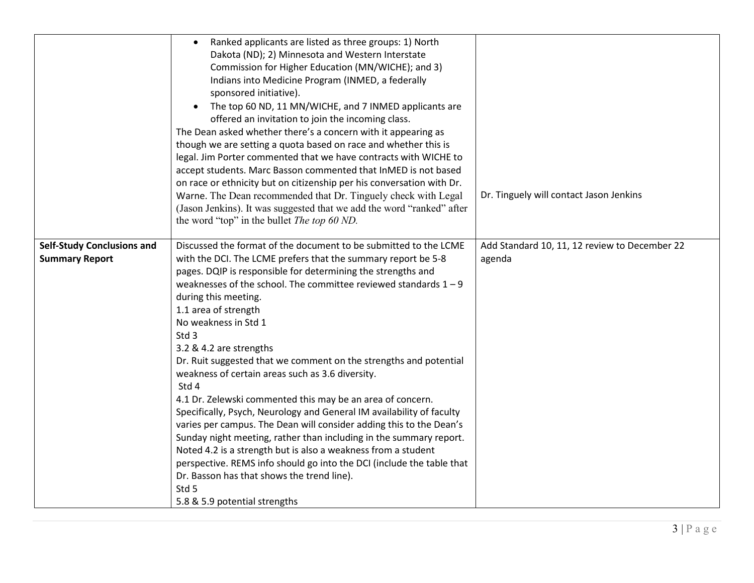| | | |
|---|---|---|
| | • Ranked applicants are listed as three groups: 1) North Dakota (ND); 2) Minnesota and Western Interstate Commission for Higher Education (MN/WICHE); and 3) Indians into Medicine Program (INMED, a federally sponsored initiative).<br>• The top 60 ND, 11 MN/WICHE, and 7 INMED applicants are offered an invitation to join the incoming class.<br>The Dean asked whether there's a concern with it appearing as though we are setting a quota based on race and whether this is legal. Jim Porter commented that we have contracts with WICHE to accept students. Marc Basson commented that InMED is not based on race or ethnicity but on citizenship per his conversation with Dr. Warne. The Dean recommended that Dr. Tinguely check with Legal (Jason Jenkins). It was suggested that we add the word "ranked" after the word "top" in the bullet *The top 60 ND.* | Dr. Tinguely will contact Jason Jenkins |
| **Self-Study Conclusions and Summary Report** | Discussed the format of the document to be submitted to the LCME with the DCI. The LCME prefers that the summary report be 5-8 pages. DQIP is responsible for determining the strengths and weaknesses of the school. The committee reviewed standards 1 – 9 during this meeting.<br>1.1 area of strength<br>No weakness in Std 1<br>Std 3<br>3.2 & 4.2 are strengths<br>Dr. Ruit suggested that we comment on the strengths and potential weakness of certain areas such as 3.6 diversity.<br>Std 4<br>4.1 Dr. Zelewski commented this may be an area of concern. Specifically, Psych, Neurology and General IM availability of faculty varies per campus. The Dean will consider adding this to the Dean's Sunday night meeting, rather than including in the summary report. Noted 4.2 is a strength but is also a weakness from a student perspective. REMS info should go into the DCI (include the table that Dr. Basson has that shows the trend line).<br>Std 5<br>5.8 & 5.9 potential strengths | Add Standard 10, 11, 12 review to December 22 agenda |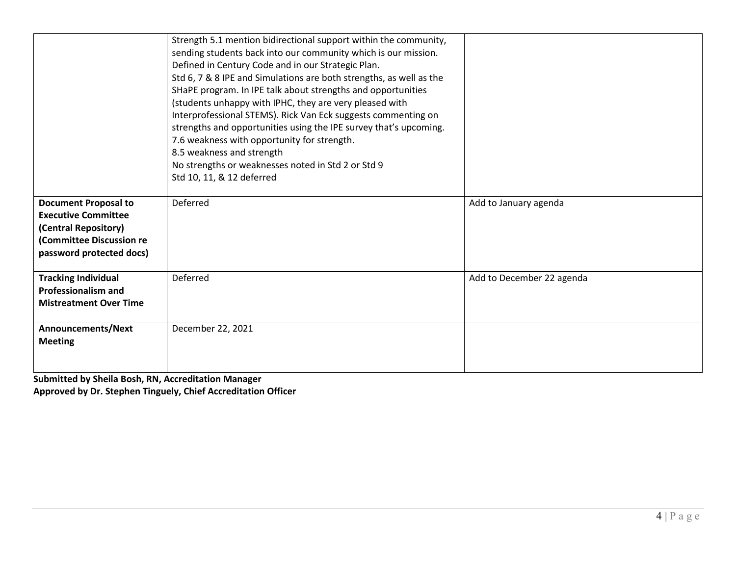| | | |
|---|---|---|
| | Strength 5.1 mention bidirectional support within the community, sending students back into our community which is our mission. Defined in Century Code and in our Strategic Plan.<br>Std 6, 7 & 8 IPE and Simulations are both strengths, as well as the SHaPE program. In IPE talk about strengths and opportunities (students unhappy with IPHC, they are very pleased with Interprofessional STEMS). Rick Van Eck suggests commenting on strengths and opportunities using the IPE survey that's upcoming.<br>7.6 weakness with opportunity for strength.<br>8.5 weakness and strength<br>No strengths or weaknesses noted in Std 2 or Std 9<br>Std 10, 11, & 12 deferred | |
| **Document Proposal to Executive Committee (Central Repository) (Committee Discussion re password protected docs)** | Deferred | Add to January agenda |
| **Tracking Individual Professionalism and Mistreatment Over Time** | Deferred | Add to December 22 agenda |
| **Announcements/Next Meeting** | December 22, 2021 | |

**Submitted by Sheila Bosh, RN, Accreditation Manager**
**Approved by Dr. Stephen Tinguely, Chief Accreditation Officer**